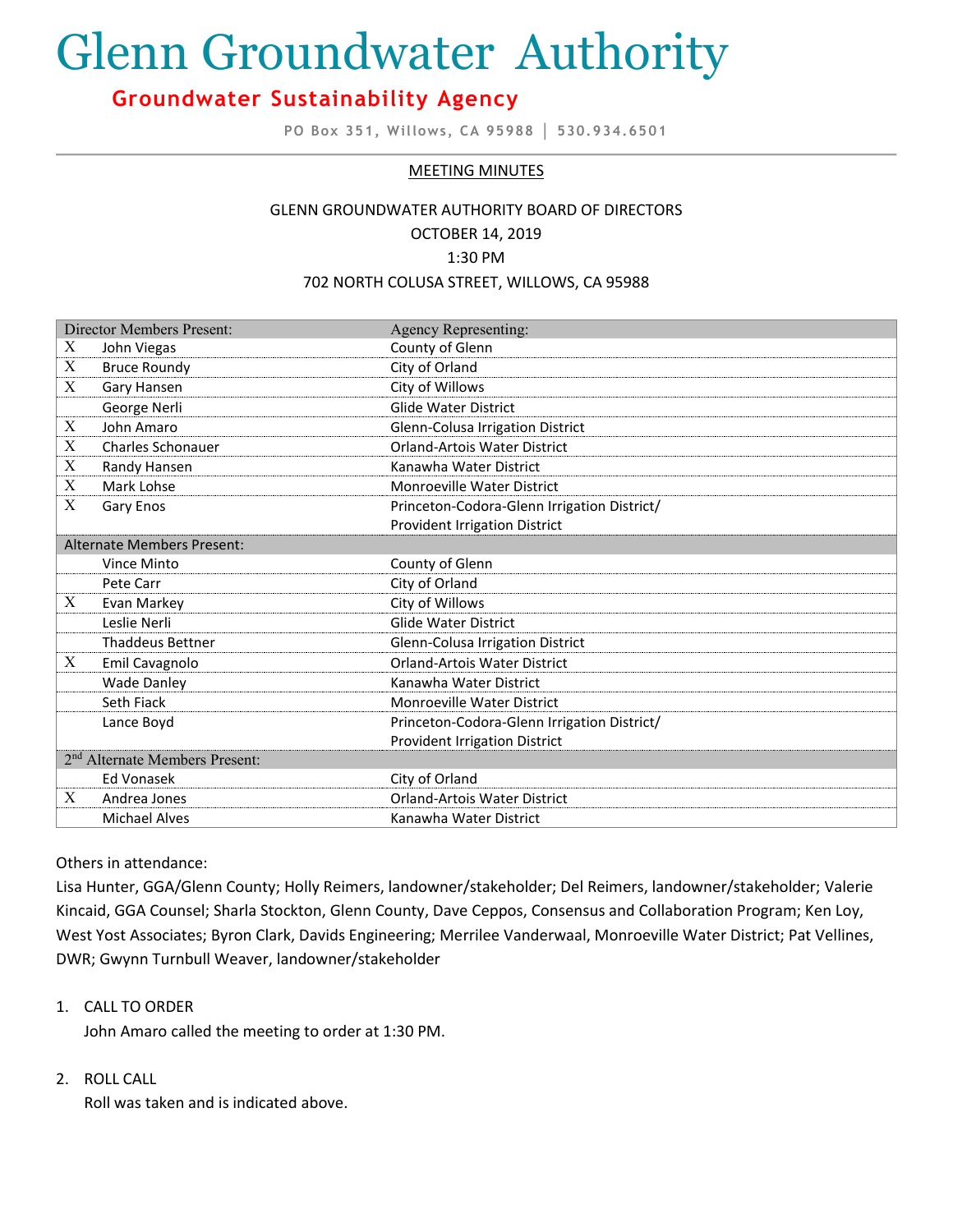# Glenn Groundwater Authority

## Groundwater Sustainability Agency

PO Box 351, Willows, CA 95988 │ 530.934.6501

MEETING MINUTES

GLENN GROUNDWATER AUTHORITY BOARD OF DIRECTORS
OCTOBER 14, 2019
1:30 PM
702 NORTH COLUSA STREET, WILLOWS, CA 95988

| | Director Members Present: | Agency Representing: |
|---|---|---|
| X | John Viegas | County of Glenn |
| X | Bruce Roundy | City of Orland |
| X | Gary Hansen | City of Willows |
| | George Nerli | Glide Water District |
| X | John Amaro | Glenn-Colusa Irrigation District |
| X | Charles Schonauer | Orland-Artois Water District |
| X | Randy Hansen | Kanawha Water District |
| X | Mark Lohse | Monroeville Water District |
| X | Gary Enos | Princeton-Codora-Glenn Irrigation District/ Provident Irrigation District |
| | **Alternate Members Present:** | |
| | Vince Minto | County of Glenn |
| | Pete Carr | City of Orland |
| X | Evan Markey | City of Willows |
| | Leslie Nerli | Glide Water District |
| | Thaddeus Bettner | Glenn-Colusa Irrigation District |
| X | Emil Cavagnolo | Orland-Artois Water District |
| | Wade Danley | Kanawha Water District |
| | Seth Fiack | Monroeville Water District |
| | Lance Boyd | Princeton-Codora-Glenn Irrigation District/ Provident Irrigation District |
| | **2nd Alternate Members Present:** | |
| | Ed Vonasek | City of Orland |
| X | Andrea Jones | Orland-Artois Water District |
| | Michael Alves | Kanawha Water District |

Others in attendance:

Lisa Hunter, GGA/Glenn County; Holly Reimers, landowner/stakeholder; Del Reimers, landowner/stakeholder; Valerie Kincaid, GGA Counsel; Sharla Stockton, Glenn County, Dave Ceppos, Consensus and Collaboration Program; Ken Loy, West Yost Associates; Byron Clark, Davids Engineering; Merrilee Vanderwaal, Monroeville Water District; Pat Vellines, DWR; Gwynn Turnbull Weaver, landowner/stakeholder

1. CALL TO ORDER

   John Amaro called the meeting to order at 1:30 PM.

2. ROLL CALL

   Roll was taken and is indicated above.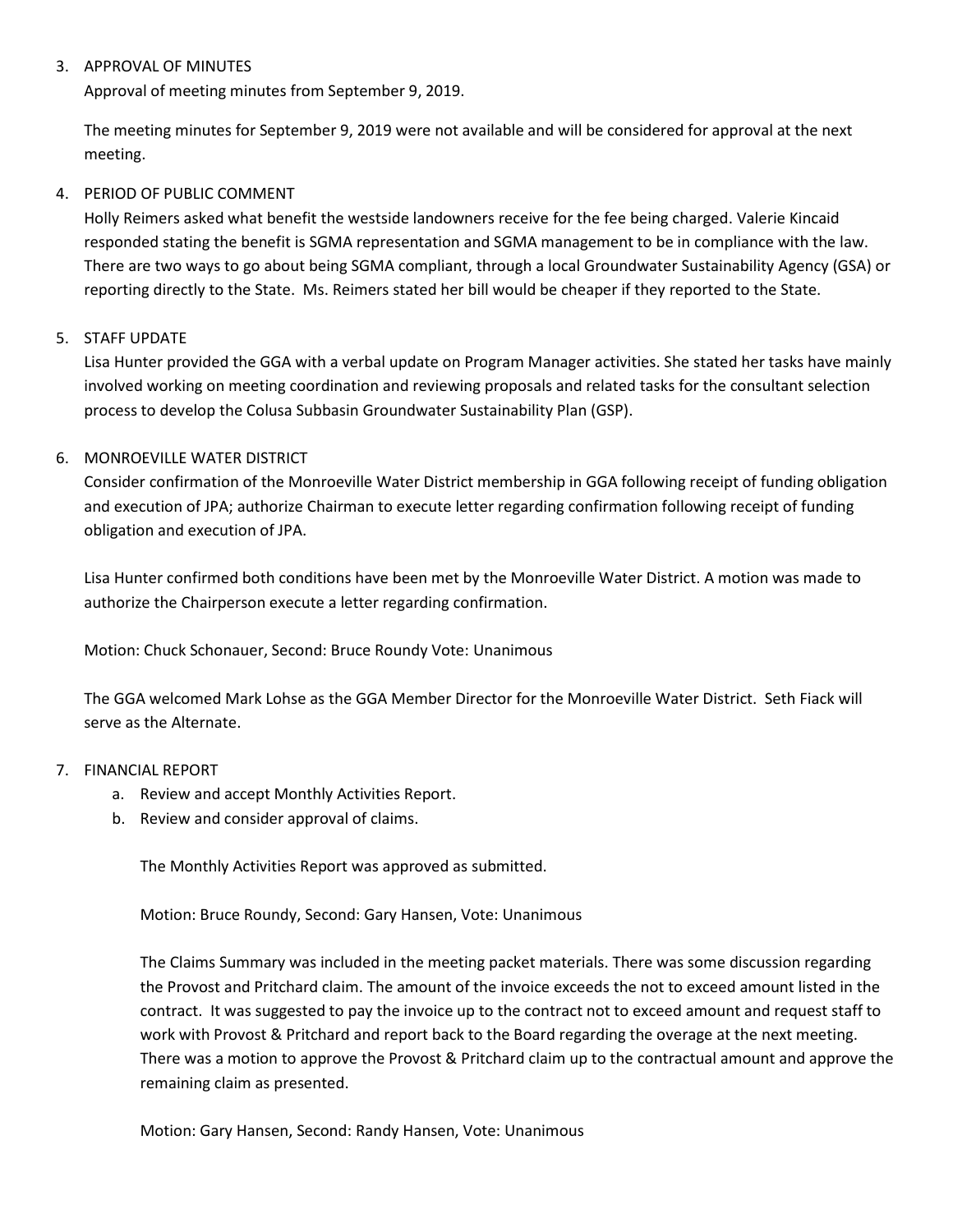3. APPROVAL OF MINUTES

Approval of meeting minutes from September 9, 2019.

The meeting minutes for September 9, 2019 were not available and will be considered for approval at the next meeting.

4. PERIOD OF PUBLIC COMMENT

Holly Reimers asked what benefit the westside landowners receive for the fee being charged. Valerie Kincaid responded stating the benefit is SGMA representation and SGMA management to be in compliance with the law. There are two ways to go about being SGMA compliant, through a local Groundwater Sustainability Agency (GSA) or reporting directly to the State. Ms. Reimers stated her bill would be cheaper if they reported to the State.

5. STAFF UPDATE

Lisa Hunter provided the GGA with a verbal update on Program Manager activities. She stated her tasks have mainly involved working on meeting coordination and reviewing proposals and related tasks for the consultant selection process to develop the Colusa Subbasin Groundwater Sustainability Plan (GSP).

6. MONROEVILLE WATER DISTRICT

Consider confirmation of the Monroeville Water District membership in GGA following receipt of funding obligation and execution of JPA; authorize Chairman to execute letter regarding confirmation following receipt of funding obligation and execution of JPA.

Lisa Hunter confirmed both conditions have been met by the Monroeville Water District. A motion was made to authorize the Chairperson execute a letter regarding confirmation.

Motion: Chuck Schonauer, Second: Bruce Roundy Vote: Unanimous

The GGA welcomed Mark Lohse as the GGA Member Director for the Monroeville Water District. Seth Fiack will serve as the Alternate.

7. FINANCIAL REPORT
   a. Review and accept Monthly Activities Report.
   b. Review and consider approval of claims.

   The Monthly Activities Report was approved as submitted.

   Motion: Bruce Roundy, Second: Gary Hansen, Vote: Unanimous

   The Claims Summary was included in the meeting packet materials. There was some discussion regarding the Provost and Pritchard claim. The amount of the invoice exceeds the not to exceed amount listed in the contract. It was suggested to pay the invoice up to the contract not to exceed amount and request staff to work with Provost & Pritchard and report back to the Board regarding the overage at the next meeting. There was a motion to approve the Provost & Pritchard claim up to the contractual amount and approve the remaining claim as presented.

   Motion: Gary Hansen, Second: Randy Hansen, Vote: Unanimous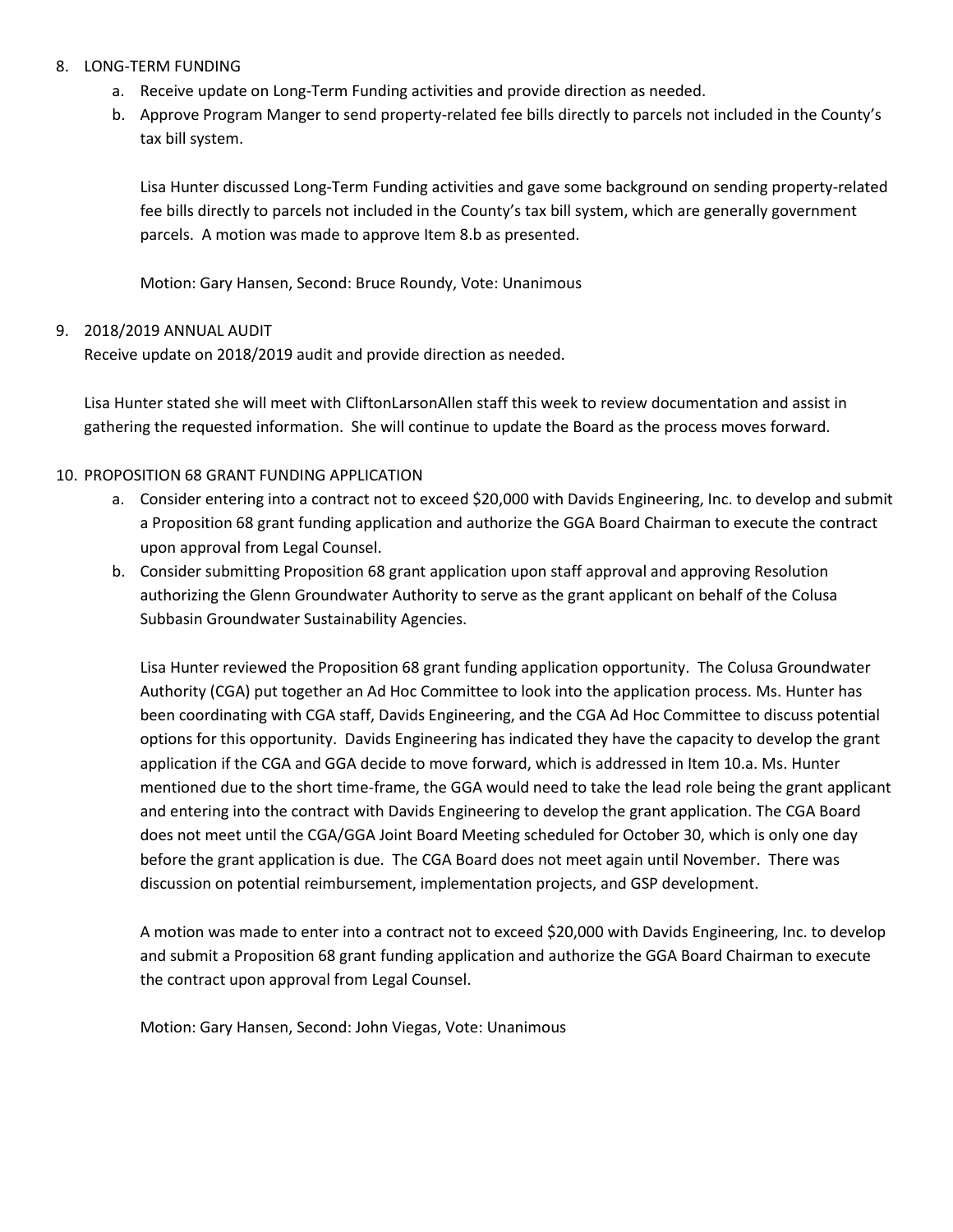8. LONG-TERM FUNDING
    a. Receive update on Long-Term Funding activities and provide direction as needed.
    b. Approve Program Manger to send property-related fee bills directly to parcels not included in the County's tax bill system.

    Lisa Hunter discussed Long-Term Funding activities and gave some background on sending property-related fee bills directly to parcels not included in the County's tax bill system, which are generally government parcels. A motion was made to approve Item 8.b as presented.

    Motion: Gary Hansen, Second: Bruce Roundy, Vote: Unanimous

9. 2018/2019 ANNUAL AUDIT
    Receive update on 2018/2019 audit and provide direction as needed.

    Lisa Hunter stated she will meet with CliftonLarsonAllen staff this week to review documentation and assist in gathering the requested information. She will continue to update the Board as the process moves forward.

10. PROPOSITION 68 GRANT FUNDING APPLICATION
    a. Consider entering into a contract not to exceed $20,000 with Davids Engineering, Inc. to develop and submit a Proposition 68 grant funding application and authorize the GGA Board Chairman to execute the contract upon approval from Legal Counsel.
    b. Consider submitting Proposition 68 grant application upon staff approval and approving Resolution authorizing the Glenn Groundwater Authority to serve as the grant applicant on behalf of the Colusa Subbasin Groundwater Sustainability Agencies.

    Lisa Hunter reviewed the Proposition 68 grant funding application opportunity. The Colusa Groundwater Authority (CGA) put together an Ad Hoc Committee to look into the application process. Ms. Hunter has been coordinating with CGA staff, Davids Engineering, and the CGA Ad Hoc Committee to discuss potential options for this opportunity. Davids Engineering has indicated they have the capacity to develop the grant application if the CGA and GGA decide to move forward, which is addressed in Item 10.a. Ms. Hunter mentioned due to the short time-frame, the GGA would need to take the lead role being the grant applicant and entering into the contract with Davids Engineering to develop the grant application. The CGA Board does not meet until the CGA/GGA Joint Board Meeting scheduled for October 30, which is only one day before the grant application is due. The CGA Board does not meet again until November. There was discussion on potential reimbursement, implementation projects, and GSP development.

    A motion was made to enter into a contract not to exceed $20,000 with Davids Engineering, Inc. to develop and submit a Proposition 68 grant funding application and authorize the GGA Board Chairman to execute the contract upon approval from Legal Counsel.

    Motion: Gary Hansen, Second: John Viegas, Vote: Unanimous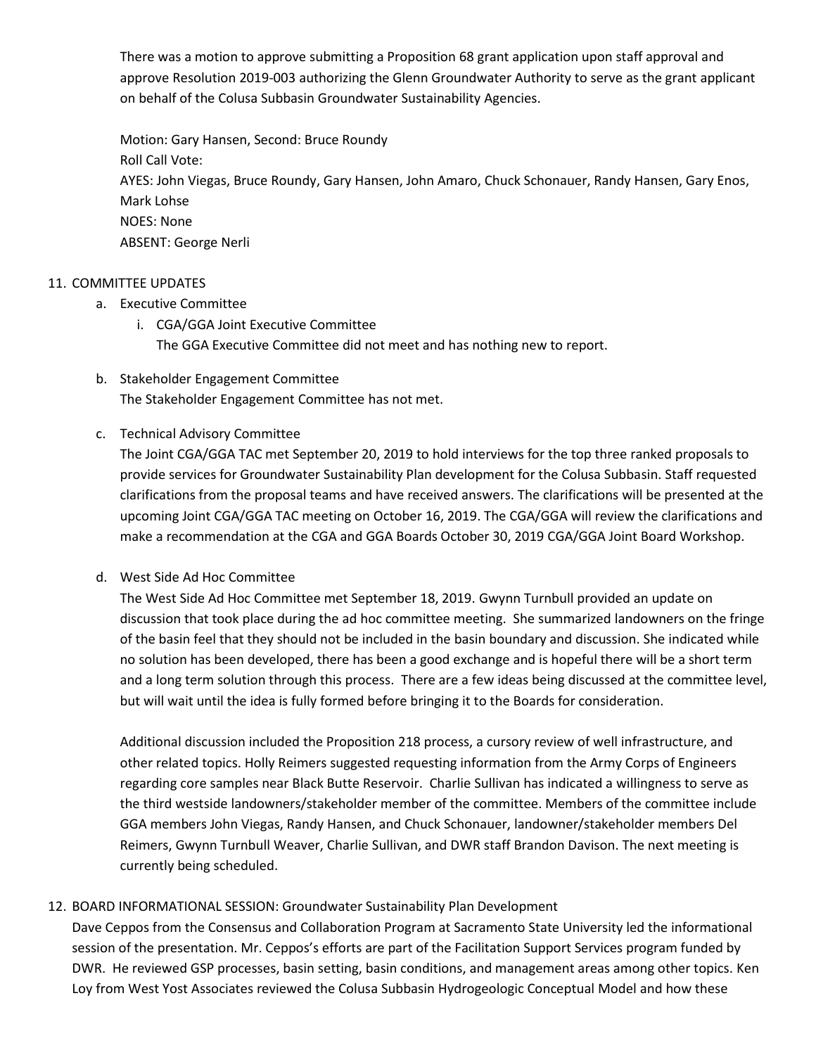There was a motion to approve submitting a Proposition 68 grant application upon staff approval and approve Resolution 2019-003 authorizing the Glenn Groundwater Authority to serve as the grant applicant on behalf of the Colusa Subbasin Groundwater Sustainability Agencies.

Motion: Gary Hansen, Second: Bruce Roundy
Roll Call Vote:
AYES: John Viegas, Bruce Roundy, Gary Hansen, John Amaro, Chuck Schonauer, Randy Hansen, Gary Enos, Mark Lohse
NOES: None
ABSENT: George Nerli

11. COMMITTEE UPDATES
    a. Executive Committee
        i. CGA/GGA Joint Executive Committee
           The GGA Executive Committee did not meet and has nothing new to report.
    b. Stakeholder Engagement Committee
       The Stakeholder Engagement Committee has not met.
    c. Technical Advisory Committee
       The Joint CGA/GGA TAC met September 20, 2019 to hold interviews for the top three ranked proposals to provide services for Groundwater Sustainability Plan development for the Colusa Subbasin. Staff requested clarifications from the proposal teams and have received answers. The clarifications will be presented at the upcoming Joint CGA/GGA TAC meeting on October 16, 2019. The CGA/GGA will review the clarifications and make a recommendation at the CGA and GGA Boards October 30, 2019 CGA/GGA Joint Board Workshop.
    d. West Side Ad Hoc Committee
       The West Side Ad Hoc Committee met September 18, 2019. Gwynn Turnbull provided an update on discussion that took place during the ad hoc committee meeting. She summarized landowners on the fringe of the basin feel that they should not be included in the basin boundary and discussion. She indicated while no solution has been developed, there has been a good exchange and is hopeful there will be a short term and a long term solution through this process. There are a few ideas being discussed at the committee level, but will wait until the idea is fully formed before bringing it to the Boards for consideration.

       Additional discussion included the Proposition 218 process, a cursory review of well infrastructure, and other related topics. Holly Reimers suggested requesting information from the Army Corps of Engineers regarding core samples near Black Butte Reservoir. Charlie Sullivan has indicated a willingness to serve as the third westside landowners/stakeholder member of the committee. Members of the committee include GGA members John Viegas, Randy Hansen, and Chuck Schonauer, landowner/stakeholder members Del Reimers, Gwynn Turnbull Weaver, Charlie Sullivan, and DWR staff Brandon Davison. The next meeting is currently being scheduled.

12. BOARD INFORMATIONAL SESSION: Groundwater Sustainability Plan Development
    Dave Ceppos from the Consensus and Collaboration Program at Sacramento State University led the informational session of the presentation. Mr. Ceppos's efforts are part of the Facilitation Support Services program funded by DWR. He reviewed GSP processes, basin setting, basin conditions, and management areas among other topics. Ken Loy from West Yost Associates reviewed the Colusa Subbasin Hydrogeologic Conceptual Model and how these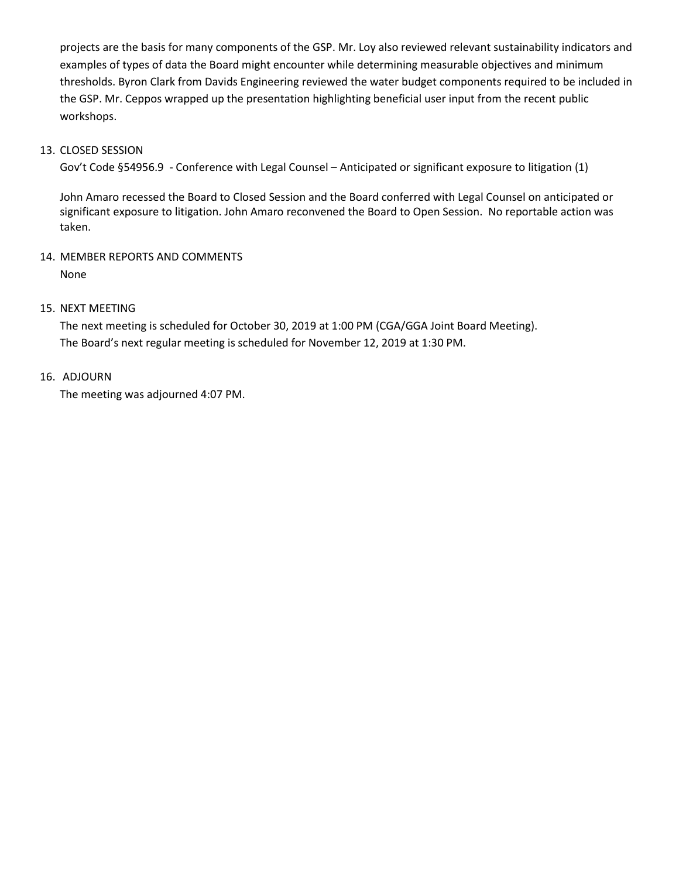projects are the basis for many components of the GSP. Mr. Loy also reviewed relevant sustainability indicators and examples of types of data the Board might encounter while determining measurable objectives and minimum thresholds. Byron Clark from Davids Engineering reviewed the water budget components required to be included in the GSP. Mr. Ceppos wrapped up the presentation highlighting beneficial user input from the recent public workshops.

13. CLOSED SESSION

    Gov't Code §54956.9 - Conference with Legal Counsel – Anticipated or significant exposure to litigation (1)

    John Amaro recessed the Board to Closed Session and the Board conferred with Legal Counsel on anticipated or significant exposure to litigation. John Amaro reconvened the Board to Open Session. No reportable action was taken.

14. MEMBER REPORTS AND COMMENTS

    None

15. NEXT MEETING

    The next meeting is scheduled for October 30, 2019 at 1:00 PM (CGA/GGA Joint Board Meeting).
    The Board's next regular meeting is scheduled for November 12, 2019 at 1:30 PM.

16. ADJOURN

    The meeting was adjourned 4:07 PM.